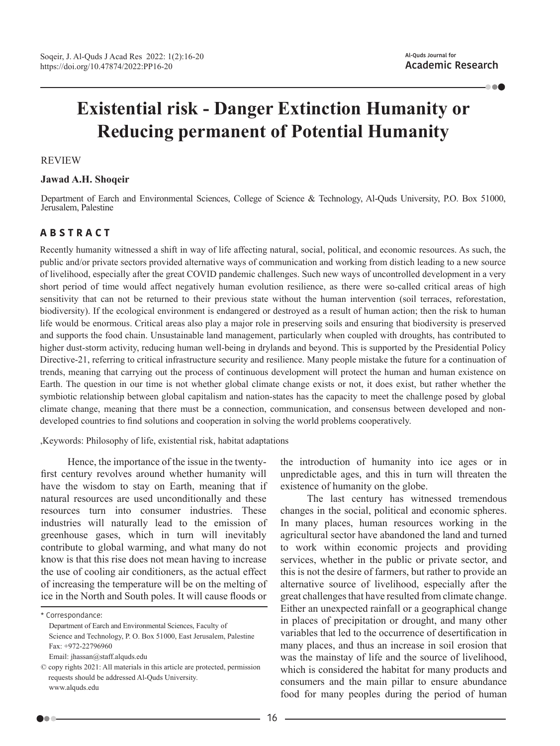# Existential risk - Danger Extinction Humanity or Reducing permanent of Potential Humanity

REVIEW

**Jawad A.H. Shoqeir**

Department of Earch and Environmental Sciences, College of Science & Technology, Al-Quds University, P.O. Box 51000, Jerusalem, Palestine

## ABSTRACT

Recently humanity witnessed a shift in way of life affecting natural, social, political, and economic resources. As such, the public and/or private sectors provided alternative ways of communication and working from distich leading to a new source of livelihood, especially after the great COVID pandemic challenges. Such new ways of uncontrolled development in a very short period of time would affect negatively human evolution resilience, as there were so-called critical areas of high sensitivity that can not be returned to their previous state without the human intervention (soil terraces, reforestation, biodiversity). If the ecological environment is endangered or destroyed as a result of human action; then the risk to human life would be enormous. Critical areas also play a major role in preserving soils and ensuring that biodiversity is preserved and supports the food chain. Unsustainable land management, particularly when coupled with droughts, has contributed to higher dust-storm activity, reducing human well-being in drylands and beyond. This is supported by the Presidential Policy Directive-21, referring to critical infrastructure security and resilience. Many people mistake the future for a continuation of trends, meaning that carrying out the process of continuous development will protect the human and human existence on Earth. The question in our time is not whether global climate change exists or not, it does exist, but rather whether the symbiotic relationship between global capitalism and nation-states has the capacity to meet the challenge posed by global climate change, meaning that there must be a connection, communication, and consensus between developed and non-developed countries to find solutions and cooperation in solving the world problems cooperatively.

,Keywords: Philosophy of life, existential risk, habitat adaptations

Hence, the importance of the issue in the twenty-first century revolves around whether humanity will have the wisdom to stay on Earth, meaning that if natural resources are used unconditionally and these resources turn into consumer industries. These industries will naturally lead to the emission of greenhouse gases, which in turn will inevitably contribute to global warming, and what many do not know is that this rise does not mean having to increase the use of cooling air conditioners, as the actual effect of increasing the temperature will be on the melting of ice in the North and South poles. It will cause floods or the introduction of humanity into ice ages or in unpredictable ages, and this in turn will threaten the existence of humanity on the globe.

The last century has witnessed tremendous changes in the social, political and economic spheres. In many places, human resources working in the agricultural sector have abandoned the land and turned to work within economic projects and providing services, whether in the public or private sector, and this is not the desire of farmers, but rather to provide an alternative source of livelihood, especially after the great challenges that have resulted from climate change. Either an unexpected rainfall or a geographical change in places of precipitation or drought, and many other variables that led to the occurrence of desertification in many places, and thus an increase in soil erosion that was the mainstay of life and the source of livelihood, which is considered the habitat for many products and consumers and the main pillar to ensure abundance food for many peoples during the period of human

\* Correspondance:
Department of Earch and Environmental Sciences, Faculty of Science and Technology, P. O. Box 51000, East Jerusalem, Palestine
Fax: +972-22796960
Email: jhassan@staff.alquds.edu

© copy rights 2021: All materials in this article are protected, permission requests should be addressed Al-Quds University.
www.alquds.edu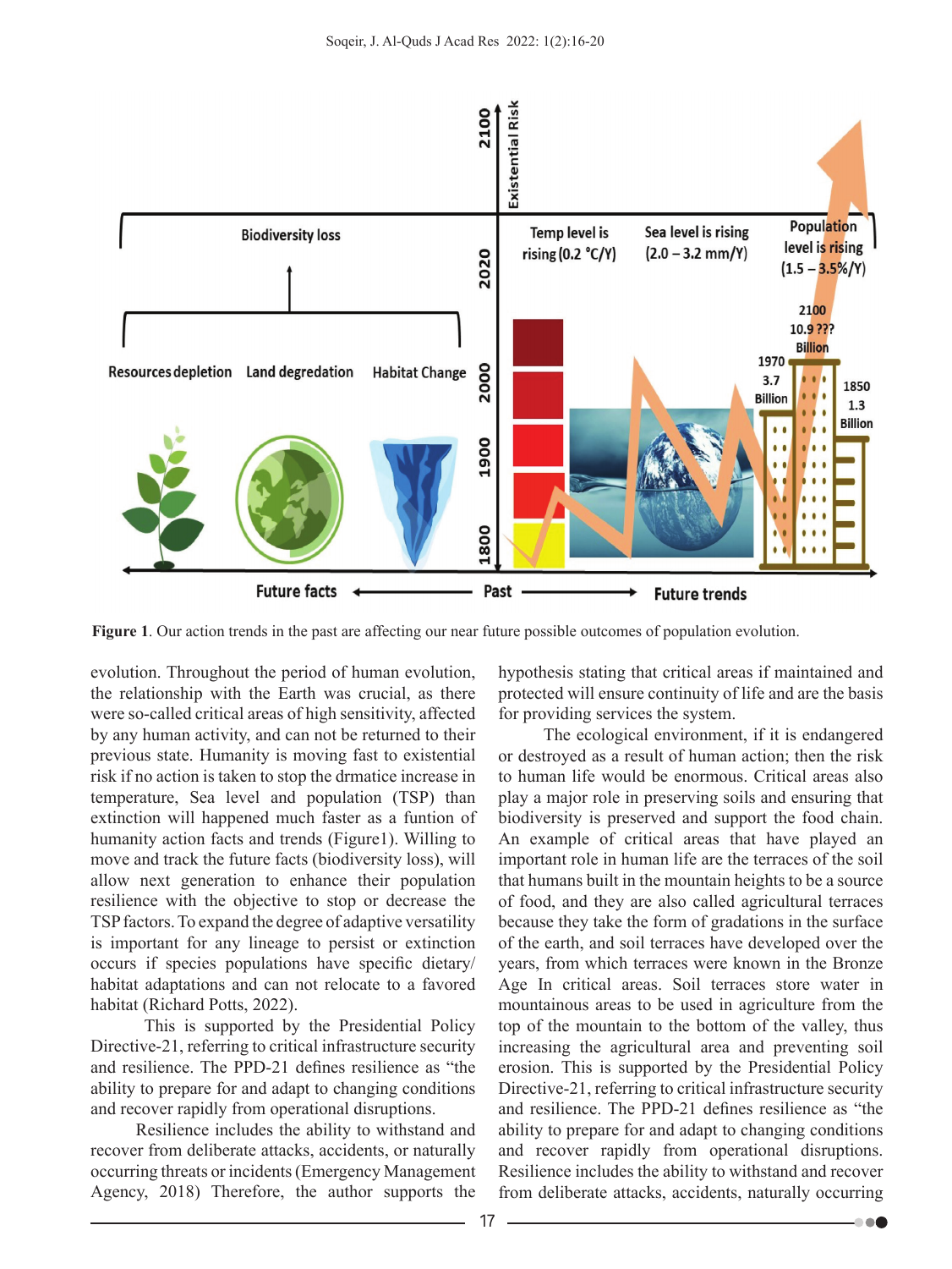2100

Existential Risk

Biodiversity loss

2020

Temp level is rising (0.2 °C/Y)

Sea level is rising (2.0 – 3.2 mm/Y)

Population level is rising (1.5 – 3.5%/Y)

2100 10.9 ??? Billion

Resources depletion

Land degredation

Habitat Change

2000

1970 3.7 Billion

1850 1.3 Billion

1900

1800

Future facts

Past

Future trends

**Figure 1**. Our action trends in the past are affecting our near future possible outcomes of population evolution.

evolution. Throughout the period of human evolution, the relationship with the Earth was crucial, as there were so-called critical areas of high sensitivity, affected by any human activity, and can not be returned to their previous state. Humanity is moving fast to existential risk if no action is taken to stop the drmatice increase in temperature, Sea level and population (TSP) than extinction will happened much faster as a funtion of humanity action facts and trends (Figure1). Willing to move and track the future facts (biodiversity loss), will allow next generation to enhance their population resilience with the objective to stop or decrease the TSP factors. To expand the degree of adaptive versatility is important for any lineage to persist or extinction occurs if species populations have specific dietary/habitat adaptations and can not relocate to a favored habitat (Richard Potts, 2022).

This is supported by the Presidential Policy Directive-21, referring to critical infrastructure security and resilience. The PPD-21 defines resilience as "the ability to prepare for and adapt to changing conditions and recover rapidly from operational disruptions.

Resilience includes the ability to withstand and recover from deliberate attacks, accidents, or naturally occurring threats or incidents (Emergency Management Agency, 2018) Therefore, the author supports the hypothesis stating that critical areas if maintained and protected will ensure continuity of life and are the basis for providing services the system.

The ecological environment, if it is endangered or destroyed as a result of human action; then the risk to human life would be enormous. Critical areas also play a major role in preserving soils and ensuring that biodiversity is preserved and support the food chain. An example of critical areas that have played an important role in human life are the terraces of the soil that humans built in the mountain heights to be a source of food, and they are also called agricultural terraces because they take the form of gradations in the surface of the earth, and soil terraces have developed over the years, from which terraces were known in the Bronze Age In critical areas. Soil terraces store water in mountainous areas to be used in agriculture from the top of the mountain to the bottom of the valley, thus increasing the agricultural area and preventing soil erosion. This is supported by the Presidential Policy Directive-21, referring to critical infrastructure security and resilience. The PPD-21 defines resilience as "the ability to prepare for and adapt to changing conditions and recover rapidly from operational disruptions. Resilience includes the ability to withstand and recover from deliberate attacks, accidents, naturally occurring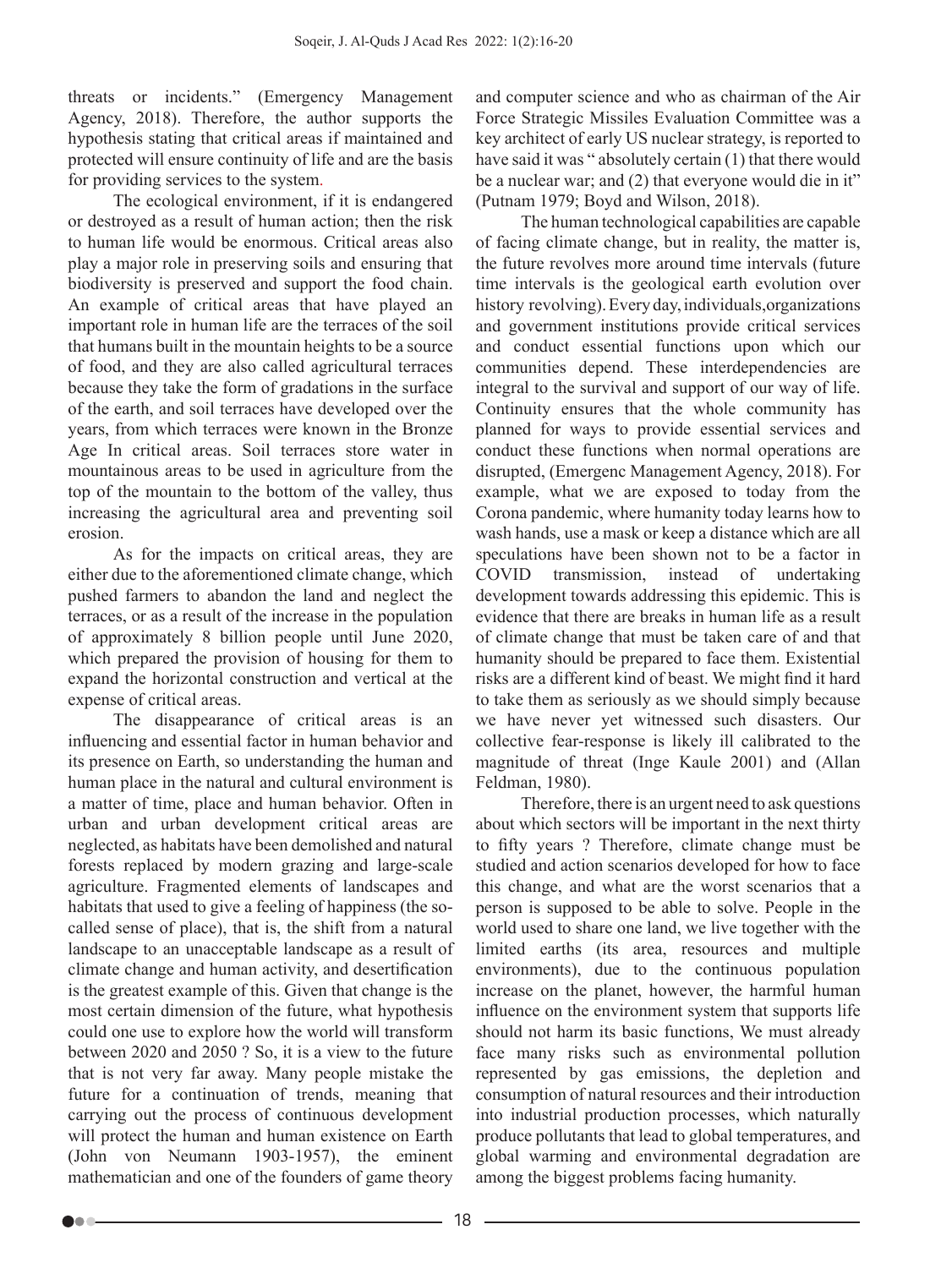threats or incidents." (Emergency Management Agency, 2018). Therefore, the author supports the hypothesis stating that critical areas if maintained and protected will ensure continuity of life and are the basis for providing services to the system.

The ecological environment, if it is endangered or destroyed as a result of human action; then the risk to human life would be enormous. Critical areas also play a major role in preserving soils and ensuring that biodiversity is preserved and support the food chain. An example of critical areas that have played an important role in human life are the terraces of the soil that humans built in the mountain heights to be a source of food, and they are also called agricultural terraces because they take the form of gradations in the surface of the earth, and soil terraces have developed over the years, from which terraces were known in the Bronze Age In critical areas. Soil terraces store water in mountainous areas to be used in agriculture from the top of the mountain to the bottom of the valley, thus increasing the agricultural area and preventing soil erosion.

As for the impacts on critical areas, they are either due to the aforementioned climate change, which pushed farmers to abandon the land and neglect the terraces, or as a result of the increase in the population of approximately 8 billion people until June 2020, which prepared the provision of housing for them to expand the horizontal construction and vertical at the expense of critical areas.

The disappearance of critical areas is an influencing and essential factor in human behavior and its presence on Earth, so understanding the human and human place in the natural and cultural environment is a matter of time, place and human behavior. Often in urban and urban development critical areas are neglected, as habitats have been demolished and natural forests replaced by modern grazing and large-scale agriculture. Fragmented elements of landscapes and habitats that used to give a feeling of happiness (the so-called sense of place), that is, the shift from a natural landscape to an unacceptable landscape as a result of climate change and human activity, and desertification is the greatest example of this. Given that change is the most certain dimension of the future, what hypothesis could one use to explore how the world will transform between 2020 and 2050 ? So, it is a view to the future that is not very far away. Many people mistake the future for a continuation of trends, meaning that carrying out the process of continuous development will protect the human and human existence on Earth (John von Neumann 1903-1957), the eminent mathematician and one of the founders of game theory and computer science and who as chairman of the Air Force Strategic Missiles Evaluation Committee was a key architect of early US nuclear strategy, is reported to have said it was " absolutely certain (1) that there would be a nuclear war; and (2) that everyone would die in it" (Putnam 1979; Boyd and Wilson, 2018).

The human technological capabilities are capable of facing climate change, but in reality, the matter is, the future revolves more around time intervals (future time intervals is the geological earth evolution over history revolving). Every day, individuals,organizations and government institutions provide critical services and conduct essential functions upon which our communities depend. These interdependencies are integral to the survival and support of our way of life. Continuity ensures that the whole community has planned for ways to provide essential services and conduct these functions when normal operations are disrupted, (Emergenc Management Agency, 2018). For example, what we are exposed to today from the Corona pandemic, where humanity today learns how to wash hands, use a mask or keep a distance which are all speculations have been shown not to be a factor in COVID transmission, instead of undertaking development towards addressing this epidemic. This is evidence that there are breaks in human life as a result of climate change that must be taken care of and that humanity should be prepared to face them. Existential risks are a different kind of beast. We might find it hard to take them as seriously as we should simply because we have never yet witnessed such disasters. Our collective fear-response is likely ill calibrated to the magnitude of threat (Inge Kaule 2001) and (Allan Feldman, 1980).

Therefore, there is an urgent need to ask questions about which sectors will be important in the next thirty to fifty years ? Therefore, climate change must be studied and action scenarios developed for how to face this change, and what are the worst scenarios that a person is supposed to be able to solve. People in the world used to share one land, we live together with the limited earths (its area, resources and multiple environments), due to the continuous population increase on the planet, however, the harmful human influence on the environment system that supports life should not harm its basic functions, We must already face many risks such as environmental pollution represented by gas emissions, the depletion and consumption of natural resources and their introduction into industrial production processes, which naturally produce pollutants that lead to global temperatures, and global warming and environmental degradation are among the biggest problems facing humanity.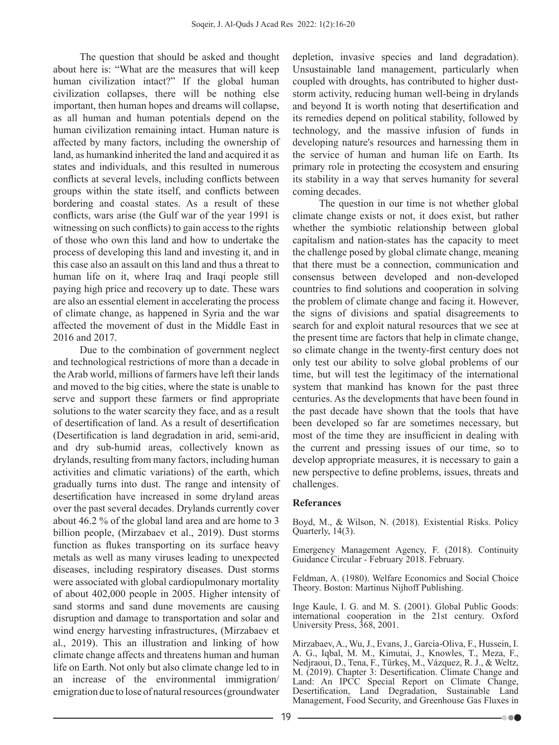The question that should be asked and thought about here is: "What are the measures that will keep human civilization intact?" If the global human civilization collapses, there will be nothing else important, then human hopes and dreams will collapse, as all human and human potentials depend on the human civilization remaining intact. Human nature is affected by many factors, including the ownership of land, as humankind inherited the land and acquired it as states and individuals, and this resulted in numerous conflicts at several levels, including conflicts between groups within the state itself, and conflicts between bordering and coastal states. As a result of these conflicts, wars arise (the Gulf war of the year 1991 is witnessing on such conflicts) to gain access to the rights of those who own this land and how to undertake the process of developing this land and investing it, and in this case also an assault on this land and thus a threat to human life on it, where Iraq and Iraqi people still paying high price and recovery up to date. These wars are also an essential element in accelerating the process of climate change, as happened in Syria and the war affected the movement of dust in the Middle East in 2016 and 2017.

Due to the combination of government neglect and technological restrictions of more than a decade in the Arab world, millions of farmers have left their lands and moved to the big cities, where the state is unable to serve and support these farmers or find appropriate solutions to the water scarcity they face, and as a result of desertification of land. As a result of desertification (Desertification is land degradation in arid, semi-arid, and dry sub-humid areas, collectively known as drylands, resulting from many factors, including human activities and climatic variations) of the earth, which gradually turns into dust. The range and intensity of desertification have increased in some dryland areas over the past several decades. Drylands currently cover about 46.2 % of the global land area and are home to 3 billion people, (Mirzabaev et al., 2019). Dust storms function as flukes transporting on its surface heavy metals as well as many viruses leading to unexpected diseases, including respiratory diseases. Dust storms were associated with global cardiopulmonary mortality of about 402,000 people in 2005. Higher intensity of sand storms and sand dune movements are causing disruption and damage to transportation and solar and wind energy harvesting infrastructures, (Mirzabaev et al., 2019). This an illustration and linking of how climate change affects and threatens human and human life on Earth. Not only but also climate change led to in an increase of the environmental immigration/emigration due to lose of natural resources (groundwater depletion, invasive species and land degradation). Unsustainable land management, particularly when coupled with droughts, has contributed to higher dust-storm activity, reducing human well-being in drylands and beyond It is worth noting that desertification and its remedies depend on political stability, followed by technology, and the massive infusion of funds in developing nature's resources and harnessing them in the service of human and human life on Earth. Its primary role in protecting the ecosystem and ensuring its stability in a way that serves humanity for several coming decades.

The question in our time is not whether global climate change exists or not, it does exist, but rather whether the symbiotic relationship between global capitalism and nation-states has the capacity to meet the challenge posed by global climate change, meaning that there must be a connection, communication and consensus between developed and non-developed countries to find solutions and cooperation in solving the problem of climate change and facing it. However, the signs of divisions and spatial disagreements to search for and exploit natural resources that we see at the present time are factors that help in climate change, so climate change in the twenty-first century does not only test our ability to solve global problems of our time, but will test the legitimacy of the international system that mankind has known for the past three centuries. As the developments that have been found in the past decade have shown that the tools that have been developed so far are sometimes necessary, but most of the time they are insufficient in dealing with the current and pressing issues of our time, so to develop appropriate measures, it is necessary to gain a new perspective to define problems, issues, threats and challenges.

## Referances

Boyd, M., & Wilson, N. (2018). Existential Risks. Policy Quarterly, 14(3).

Emergency Management Agency, F. (2018). Continuity Guidance Circular - February 2018. February.

Feldman, A. (1980). Welfare Economics and Social Choice Theory. Boston: Martinus Nijhoff Publishing.

Inge Kaule, I. G. and M. S. (2001). Global Public Goods: international cooperation in the 21st century. Oxford University Press, 368, 2001.

Mirzabaev, A., Wu, J., Evans, J., García-Oliva, F., Hussein, I. A. G., Iqbal, M. M., Kimutai, J., Knowles, T., Meza, F., Nedjraoui, D., Tena, F., Türkeş, M., Vázquez, R. J., & Weltz, M. (2019). Chapter 3: Desertification. Climate Change and Land: An IPCC Special Report on Climate Change, Desertification, Land Degradation, Sustainable Land Management, Food Security, and Greenhouse Gas Fluxes in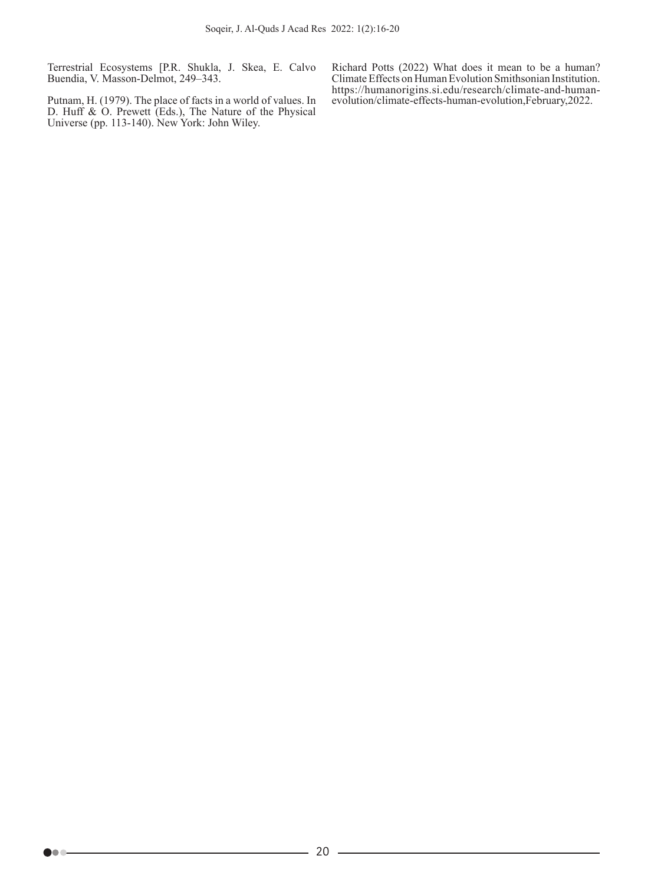Terrestrial Ecosystems [P.R. Shukla, J. Skea, E. Calvo Buendia, V. Masson-Delmot, 249–343.

Putnam, H. (1979). The place of facts in a world of values. In D. Huff & O. Prewett (Eds.), The Nature of the Physical Universe (pp. 113-140). New York: John Wiley.

Richard Potts (2022) What does it mean to be a human? Climate Effects on Human Evolution Smithsonian Institution. https://humanorigins.si.edu/research/climate-and-human-evolution/climate-effects-human-evolution,February,2022.